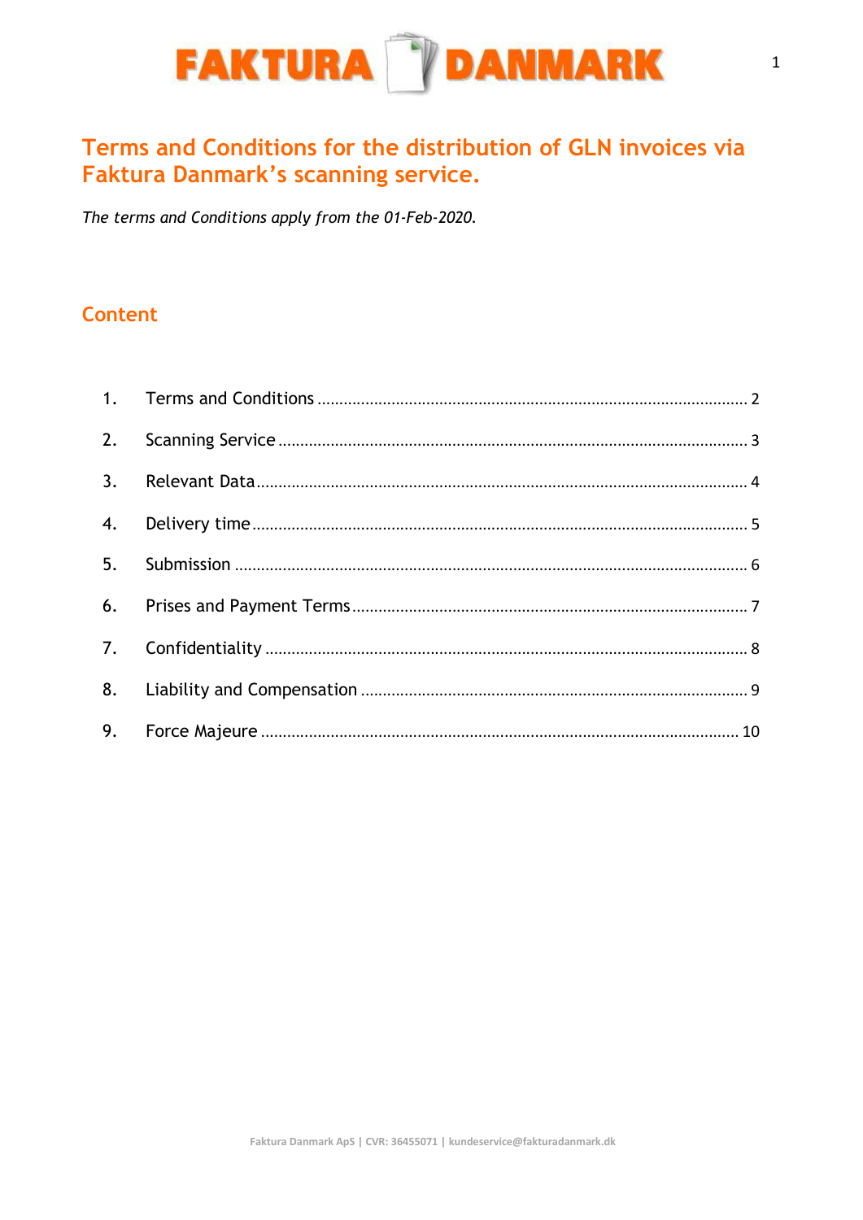# Terms and Conditions for the distribution of GLN invoices via Faktura Danmark's scanning service.

*The terms and Conditions apply from the 01-Feb-2020.*

## Content

1. Terms and Conditions ........ 2
2. Scanning Service ........ 3
3. Relevant Data ........ 4
4. Delivery time ........ 5
5. Submission ........ 6
6. Prises and Payment Terms ........ 7
7. Confidentiality ........ 8
8. Liability and Compensation ........ 9
9. Force Majeure ........ 10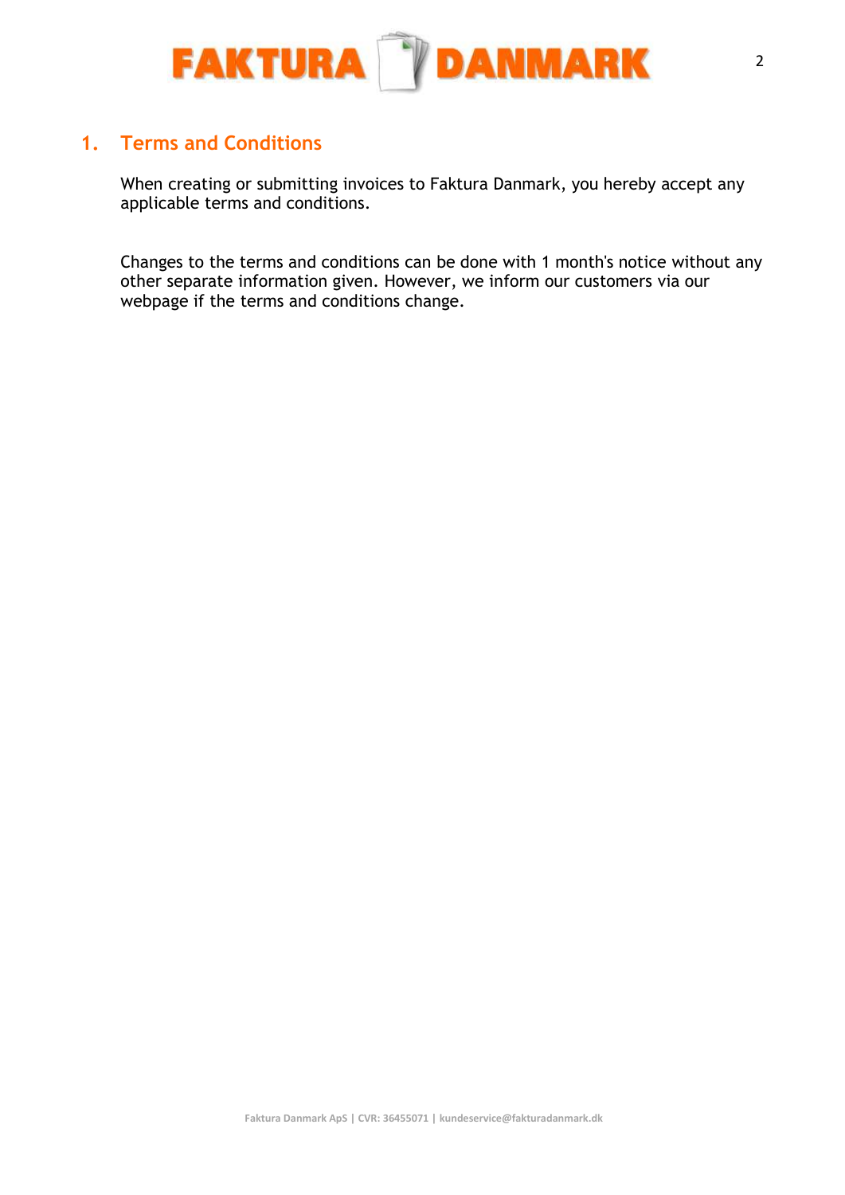## 1. Terms and Conditions

When creating or submitting invoices to Faktura Danmark, you hereby accept any applicable terms and conditions.

Changes to the terms and conditions can be done with 1 month's notice without any other separate information given. However, we inform our customers via our webpage if the terms and conditions change.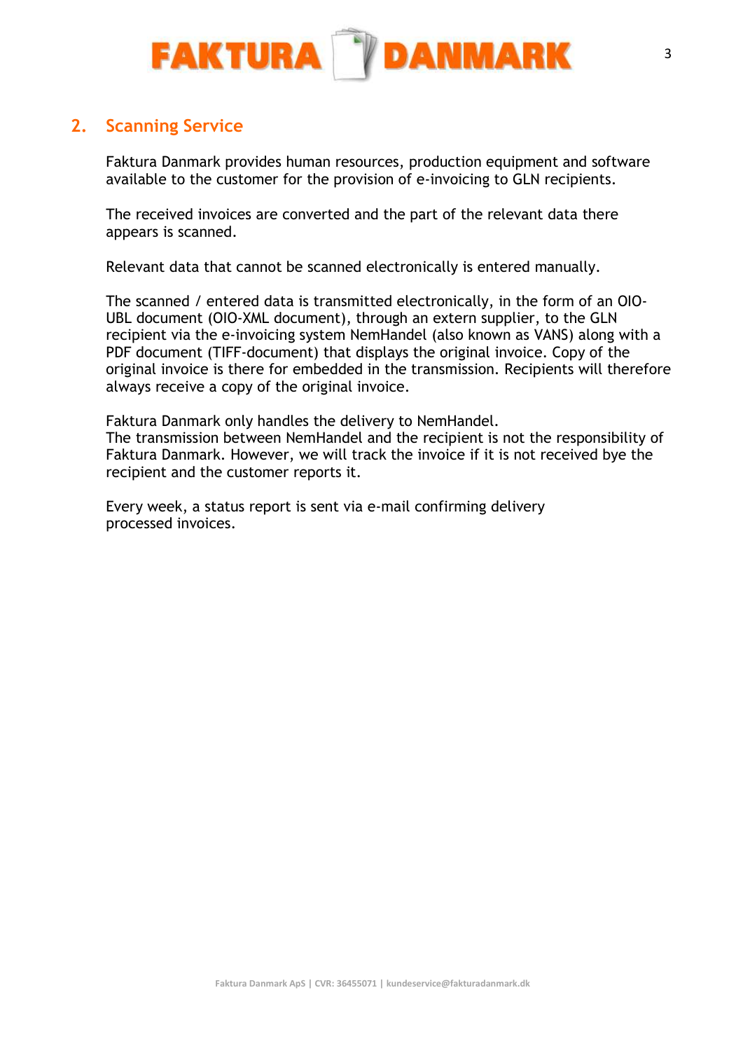## 2. Scanning Service

Faktura Danmark provides human resources, production equipment and software available to the customer for the provision of e-invoicing to GLN recipients.

The received invoices are converted and the part of the relevant data there appears is scanned.

Relevant data that cannot be scanned electronically is entered manually.

The scanned / entered data is transmitted electronically, in the form of an OIO-UBL document (OIO-XML document), through an extern supplier, to the GLN recipient via the e-invoicing system NemHandel (also known as VANS) along with a PDF document (TIFF-document) that displays the original invoice. Copy of the original invoice is there for embedded in the transmission. Recipients will therefore always receive a copy of the original invoice.

Faktura Danmark only handles the delivery to NemHandel.
The transmission between NemHandel and the recipient is not the responsibility of Faktura Danmark. However, we will track the invoice if it is not received bye the recipient and the customer reports it.

Every week, a status report is sent via e-mail confirming delivery processed invoices.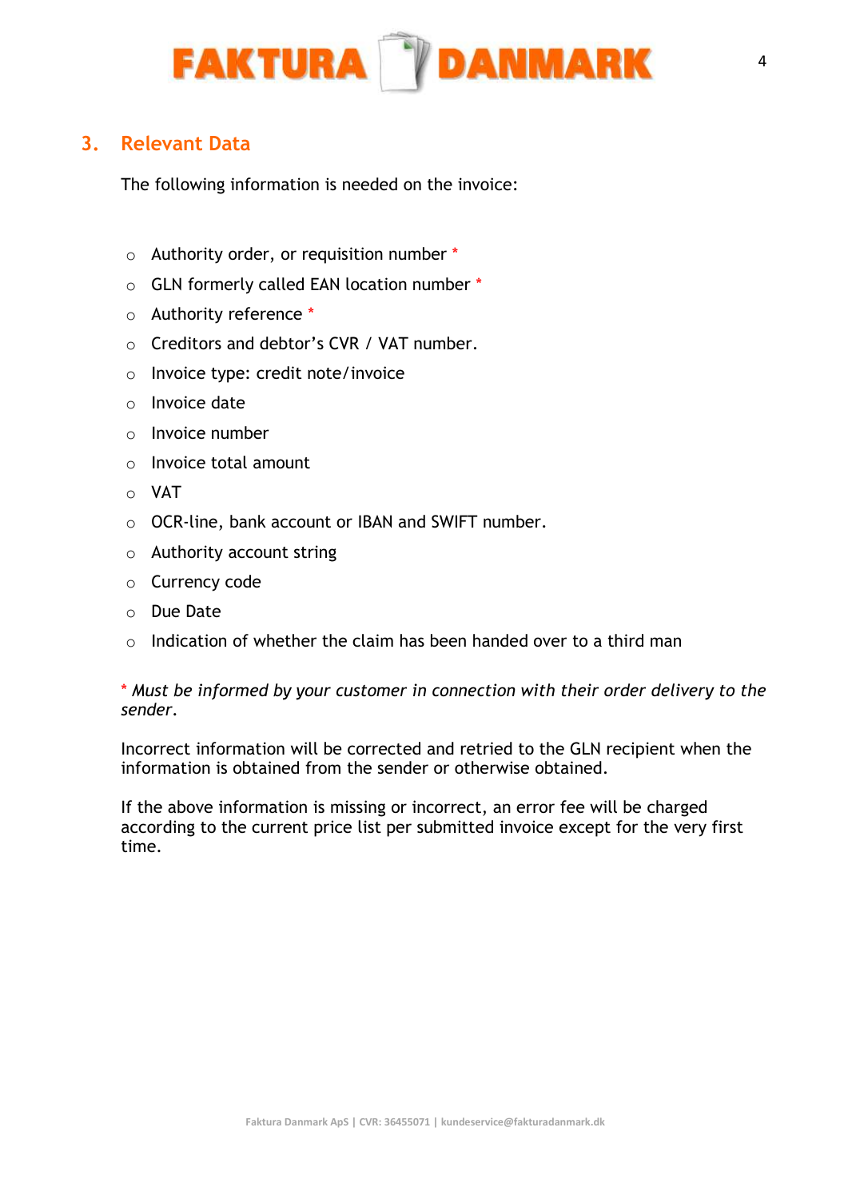## 3. Relevant Data

The following information is needed on the invoice:

- Authority order, or requisition number *
- GLN formerly called EAN location number *
- Authority reference *
- Creditors and debtor's CVR / VAT number.
- Invoice type: credit note/invoice
- Invoice date
- Invoice number
- Invoice total amount
- VAT
- OCR-line, bank account or IBAN and SWIFT number.
- Authority account string
- Currency code
- Due Date
- Indication of whether the claim has been handed over to a third man

*\* Must be informed by your customer in connection with their order delivery to the sender.*

Incorrect information will be corrected and retried to the GLN recipient when the information is obtained from the sender or otherwise obtained.

If the above information is missing or incorrect, an error fee will be charged according to the current price list per submitted invoice except for the very first time.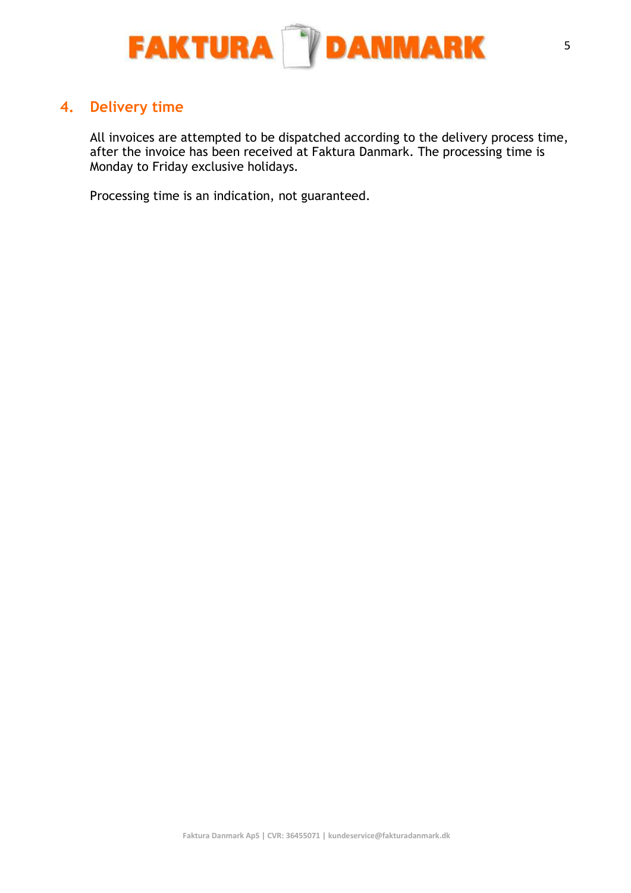## 4. Delivery time

All invoices are attempted to be dispatched according to the delivery process time, after the invoice has been received at Faktura Danmark. The processing time is Monday to Friday exclusive holidays.

Processing time is an indication, not guaranteed.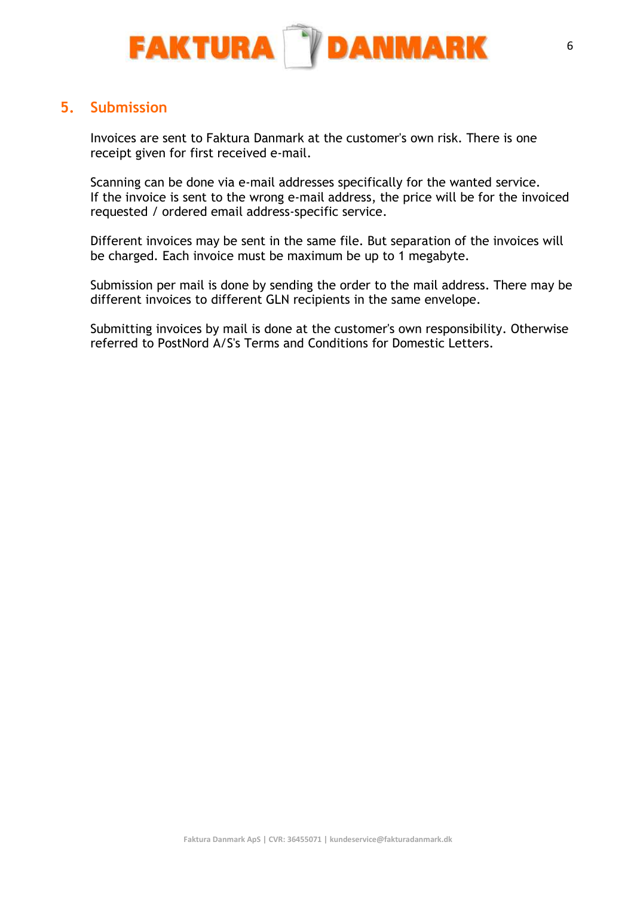## 5. Submission

Invoices are sent to Faktura Danmark at the customer's own risk. There is one receipt given for first received e-mail.

Scanning can be done via e-mail addresses specifically for the wanted service.
If the invoice is sent to the wrong e-mail address, the price will be for the invoiced requested / ordered email address-specific service.

Different invoices may be sent in the same file. But separation of the invoices will be charged. Each invoice must be maximum be up to 1 megabyte.

Submission per mail is done by sending the order to the mail address. There may be different invoices to different GLN recipients in the same envelope.

Submitting invoices by mail is done at the customer's own responsibility. Otherwise referred to PostNord A/S's Terms and Conditions for Domestic Letters.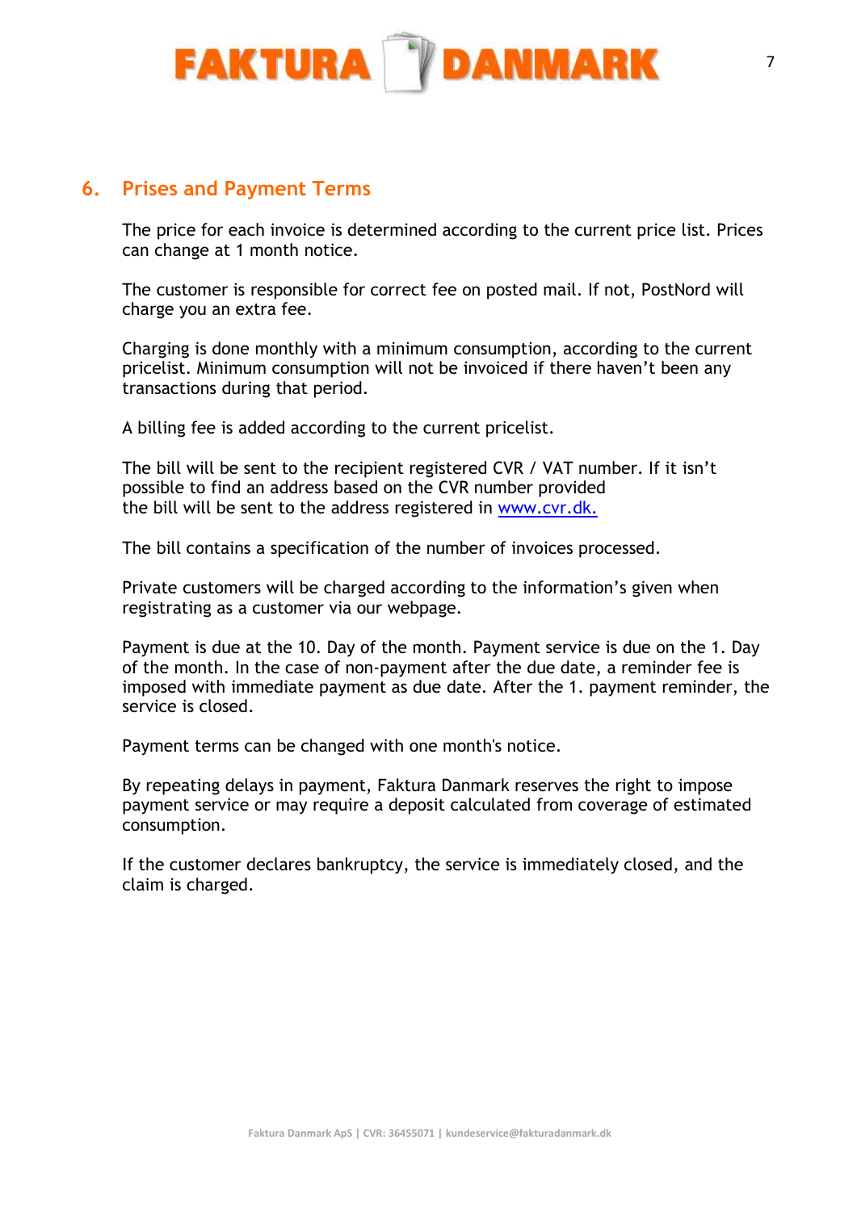## 6. Prises and Payment Terms

The price for each invoice is determined according to the current price list. Prices can change at 1 month notice.

The customer is responsible for correct fee on posted mail. If not, PostNord will charge you an extra fee.

Charging is done monthly with a minimum consumption, according to the current pricelist. Minimum consumption will not be invoiced if there haven't been any transactions during that period.

A billing fee is added according to the current pricelist.

The bill will be sent to the recipient registered CVR / VAT number. If it isn't possible to find an address based on the CVR number provided the bill will be sent to the address registered in [www.cvr.dk.](http://www.cvr.dk)

The bill contains a specification of the number of invoices processed.

Private customers will be charged according to the information's given when registrating as a customer via our webpage.

Payment is due at the 10. Day of the month. Payment service is due on the 1. Day of the month. In the case of non-payment after the due date, a reminder fee is imposed with immediate payment as due date. After the 1. payment reminder, the service is closed.

Payment terms can be changed with one month's notice.

By repeating delays in payment, Faktura Danmark reserves the right to impose payment service or may require a deposit calculated from coverage of estimated consumption.

If the customer declares bankruptcy, the service is immediately closed, and the claim is charged.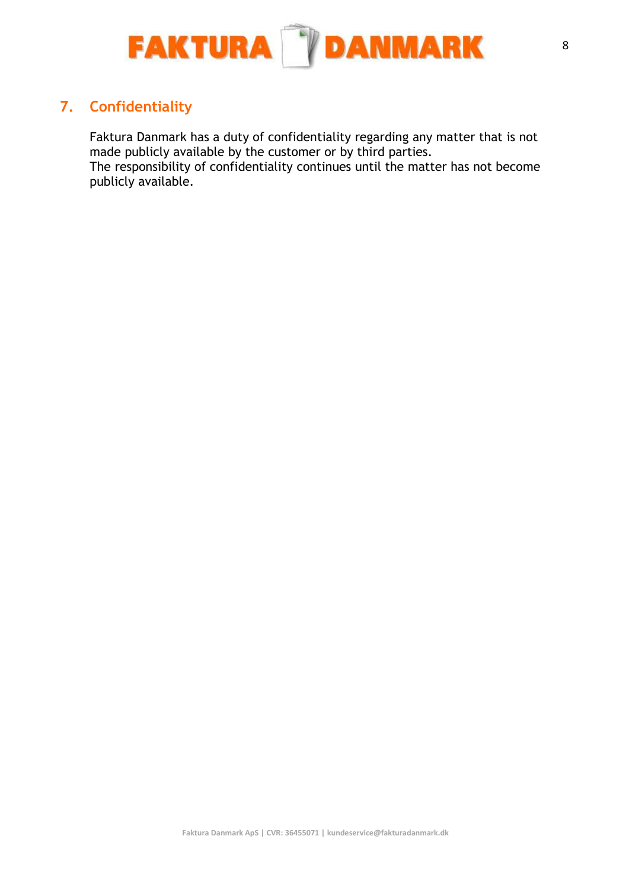## 7. Confidentiality

Faktura Danmark has a duty of confidentiality regarding any matter that is not made publicly available by the customer or by third parties.
The responsibility of confidentiality continues until the matter has not become publicly available.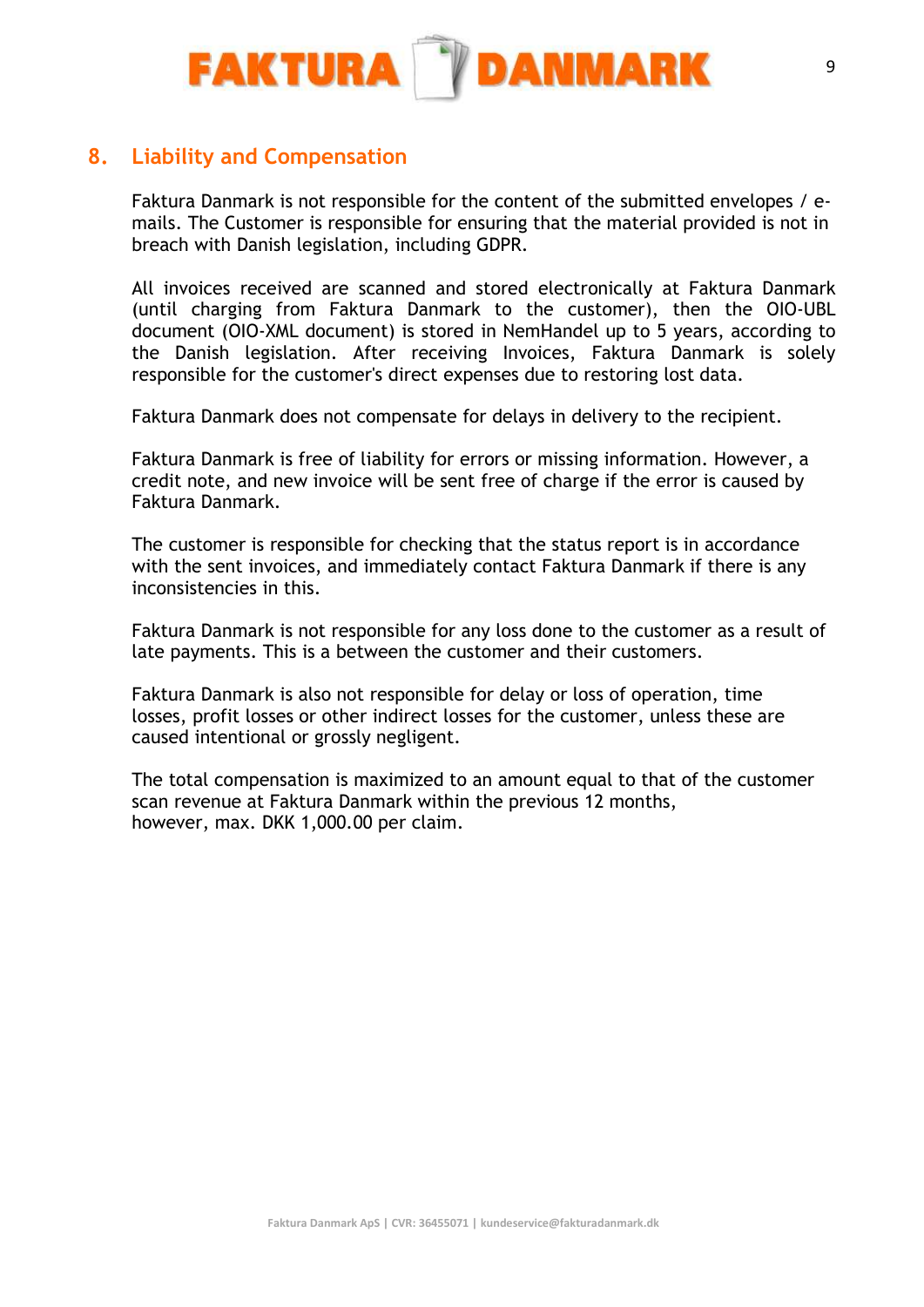## 8. Liability and Compensation

Faktura Danmark is not responsible for the content of the submitted envelopes / e-mails. The Customer is responsible for ensuring that the material provided is not in breach with Danish legislation, including GDPR.

All invoices received are scanned and stored electronically at Faktura Danmark (until charging from Faktura Danmark to the customer), then the OIO-UBL document (OIO-XML document) is stored in NemHandel up to 5 years, according to the Danish legislation. After receiving Invoices, Faktura Danmark is solely responsible for the customer's direct expenses due to restoring lost data.

Faktura Danmark does not compensate for delays in delivery to the recipient.

Faktura Danmark is free of liability for errors or missing information. However, a credit note, and new invoice will be sent free of charge if the error is caused by Faktura Danmark.

The customer is responsible for checking that the status report is in accordance with the sent invoices, and immediately contact Faktura Danmark if there is any inconsistencies in this.

Faktura Danmark is not responsible for any loss done to the customer as a result of late payments. This is a between the customer and their customers.

Faktura Danmark is also not responsible for delay or loss of operation, time losses, profit losses or other indirect losses for the customer, unless these are caused intentional or grossly negligent.

The total compensation is maximized to an amount equal to that of the customer scan revenue at Faktura Danmark within the previous 12 months, however, max. DKK 1,000.00 per claim.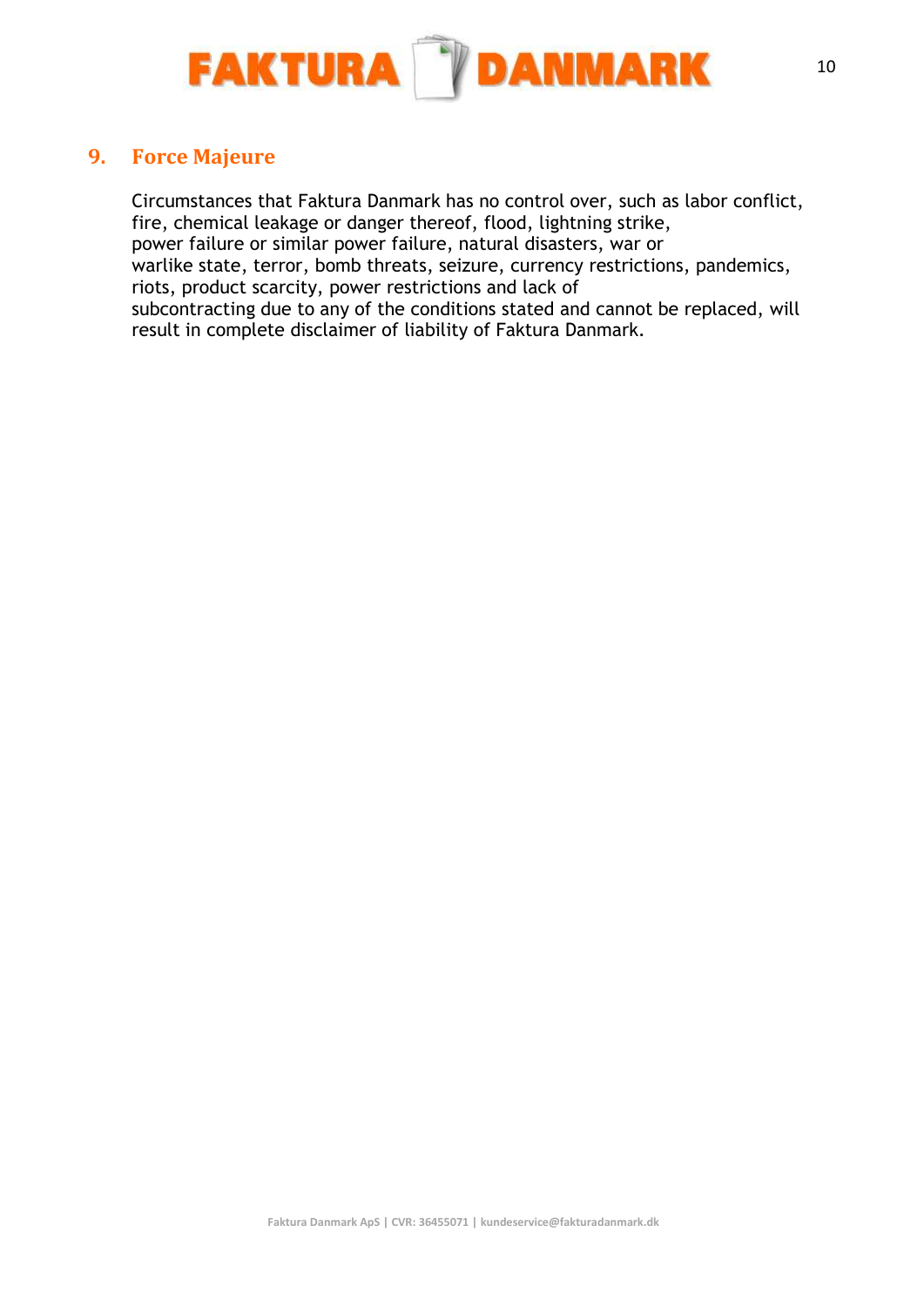## 9. Force Majeure

Circumstances that Faktura Danmark has no control over, such as labor conflict, fire, chemical leakage or danger thereof, flood, lightning strike, power failure or similar power failure, natural disasters, war or warlike state, terror, bomb threats, seizure, currency restrictions, pandemics, riots, product scarcity, power restrictions and lack of subcontracting due to any of the conditions stated and cannot be replaced, will result in complete disclaimer of liability of Faktura Danmark.